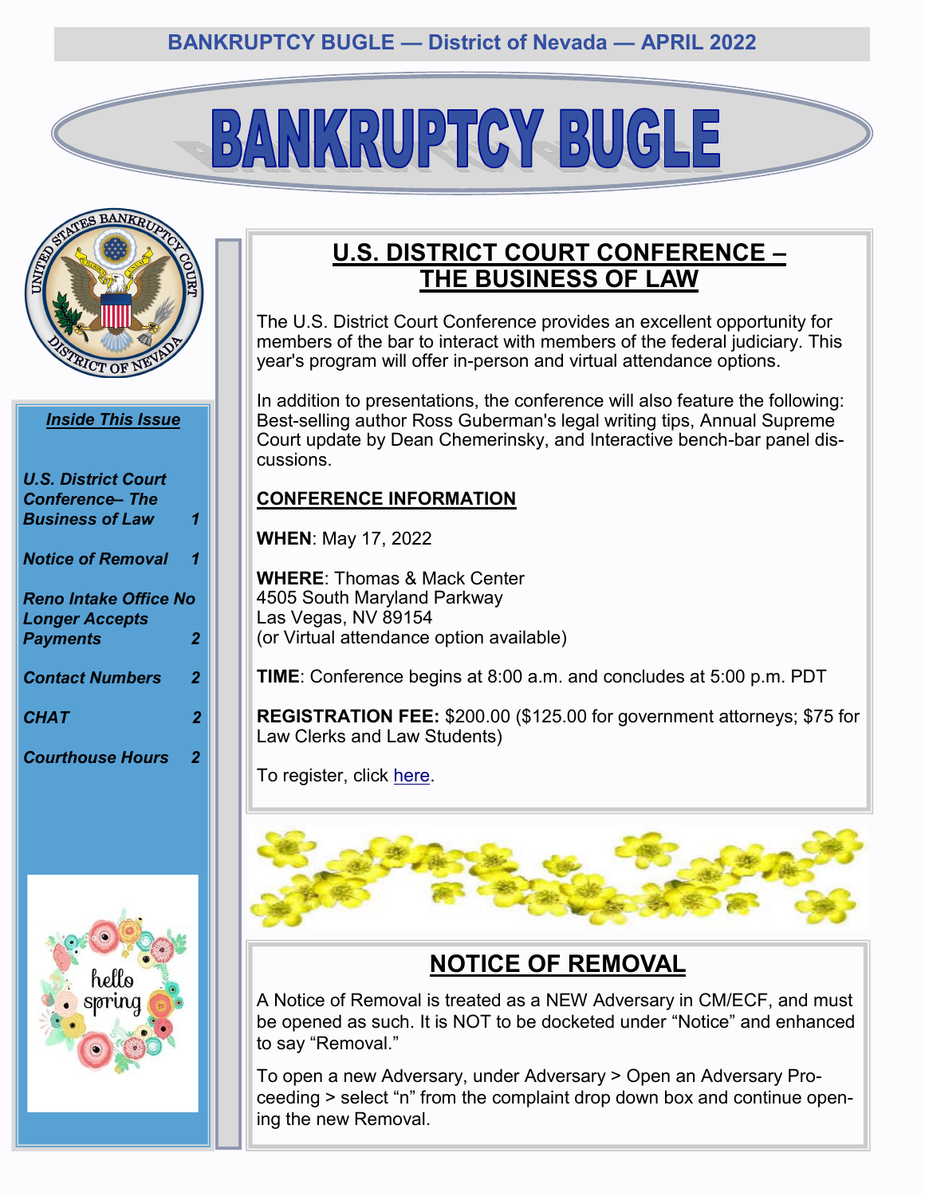# BANKRUPTCY BUGLE

### *Inside This Issue*

| | |
|---|---|
| *U.S. District Court Conference– The Business of Law* | *1* |
| *Notice of Removal* | *1* |
| *Reno Intake Office No Longer Accepts Payments* | *2* |
| *Contact Numbers* | *2* |
| *CHAT* | *2* |
| *Courthouse Hours* | *2* |

## U.S. DISTRICT COURT CONFERENCE – THE BUSINESS OF LAW

The U.S. District Court Conference provides an excellent opportunity for members of the bar to interact with members of the federal judiciary. This year's program will offer in-person and virtual attendance options.

In addition to presentations, the conference will also feature the following: Best-selling author Ross Guberman's legal writing tips, Annual Supreme Court update by Dean Chemerinsky, and Interactive bench-bar panel discussions.

### CONFERENCE INFORMATION

**WHEN**: May 17, 2022

**WHERE**: Thomas & Mack Center
4505 South Maryland Parkway
Las Vegas, NV 89154
(or Virtual attendance option available)

**TIME**: Conference begins at 8:00 a.m. and concludes at 5:00 p.m. PDT

**REGISTRATION FEE:** $200.00 ($125.00 for government attorneys; $75 for Law Clerks and Law Students)

To register, click here.

## NOTICE OF REMOVAL

A Notice of Removal is treated as a NEW Adversary in CM/ECF, and must be opened as such. It is NOT to be docketed under "Notice" and enhanced to say "Removal."

To open a new Adversary, under Adversary > Open an Adversary Proceeding > select "n" from the complaint drop down box and continue opening the new Removal.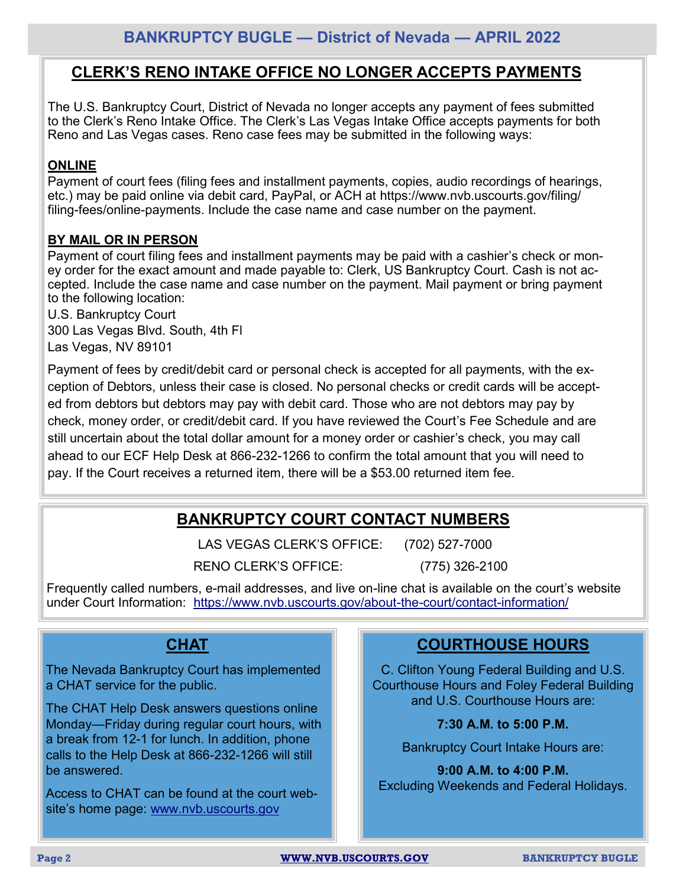## CLERK'S RENO INTAKE OFFICE NO LONGER ACCEPTS PAYMENTS

The U.S. Bankruptcy Court, District of Nevada no longer accepts any payment of fees submitted to the Clerk's Reno Intake Office. The Clerk's Las Vegas Intake Office accepts payments for both Reno and Las Vegas cases. Reno case fees may be submitted in the following ways:

**ONLINE**

Payment of court fees (filing fees and installment payments, copies, audio recordings of hearings, etc.) may be paid online via debit card, PayPal, or ACH at https://www.nvb.uscourts.gov/filing/filing-fees/online-payments. Include the case name and case number on the payment.

**BY MAIL OR IN PERSON**

Payment of court filing fees and installment payments may be paid with a cashier's check or money order for the exact amount and made payable to: Clerk, US Bankruptcy Court. Cash is not accepted. Include the case name and case number on the payment. Mail payment or bring payment to the following location:

U.S. Bankruptcy Court
300 Las Vegas Blvd. South, 4th Fl
Las Vegas, NV 89101

Payment of fees by credit/debit card or personal check is accepted for all payments, with the exception of Debtors, unless their case is closed. No personal checks or credit cards will be accepted from debtors but debtors may pay with debit card. Those who are not debtors may pay by check, money order, or credit/debit card. If you have reviewed the Court's Fee Schedule and are still uncertain about the total dollar amount for a money order or cashier's check, you may call ahead to our ECF Help Desk at 866-232-1266 to confirm the total amount that you will need to pay. If the Court receives a returned item, there will be a $53.00 returned item fee.

## BANKRUPTCY COURT CONTACT NUMBERS

LAS VEGAS CLERK'S OFFICE: (702) 527-7000

RENO CLERK'S OFFICE: (775) 326-2100

Frequently called numbers, e-mail addresses, and live on-line chat is available on the court's website under Court Information: https://www.nvb.uscourts.gov/about-the-court/contact-information/

## CHAT

The Nevada Bankruptcy Court has implemented a CHAT service for the public.

The CHAT Help Desk answers questions online Monday—Friday during regular court hours, with a break from 12-1 for lunch. In addition, phone calls to the Help Desk at 866-232-1266 will still be answered.

Access to CHAT can be found at the court website's home page: www.nvb.uscourts.gov

## COURTHOUSE HOURS

C. Clifton Young Federal Building and U.S. Courthouse Hours and Foley Federal Building and U.S. Courthouse Hours are:

**7:30 A.M. to 5:00 P.M.**

Bankruptcy Court Intake Hours are:

**9:00 A.M. to 4:00 P.M.**
Excluding Weekends and Federal Holidays.